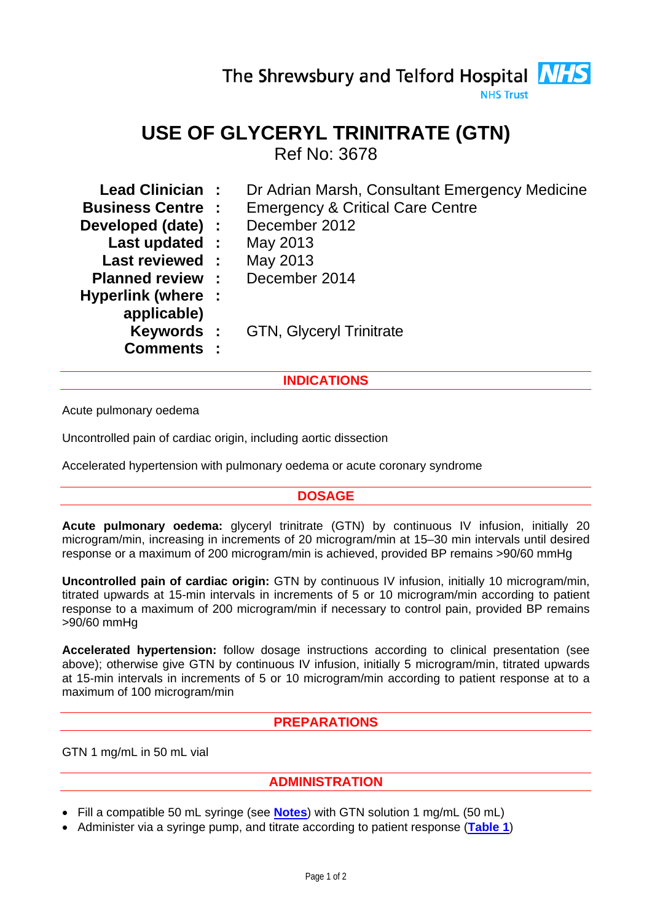The Shrewsbury and Telford Hospital **NHS**
NHS Trust

# USE OF GLYCERYL TRINITRATE (GTN)

Ref No: 3678

| | | |
|---|---|---|
| **Lead Clinician** | : | Dr Adrian Marsh, Consultant Emergency Medicine |
| **Business Centre** | : | Emergency & Critical Care Centre |
| **Developed (date)** | : | December 2012 |
| **Last updated** | : | May 2013 |
| **Last reviewed** | : | May 2013 |
| **Planned review** | : | December 2014 |
| **Hyperlink (where applicable)** | : | |
| **Keywords** | : | GTN, Glyceryl Trinitrate |
| **Comments** | : | |

## INDICATIONS

Acute pulmonary oedema

Uncontrolled pain of cardiac origin, including aortic dissection

Accelerated hypertension with pulmonary oedema or acute coronary syndrome

## DOSAGE

**Acute pulmonary oedema:** glyceryl trinitrate (GTN) by continuous IV infusion, initially 20 microgram/min, increasing in increments of 20 microgram/min at 15–30 min intervals until desired response or a maximum of 200 microgram/min is achieved, provided BP remains >90/60 mmHg

**Uncontrolled pain of cardiac origin:** GTN by continuous IV infusion, initially 10 microgram/min, titrated upwards at 15-min intervals in increments of 5 or 10 microgram/min according to patient response to a maximum of 200 microgram/min if necessary to control pain, provided BP remains >90/60 mmHg

**Accelerated hypertension:** follow dosage instructions according to clinical presentation (see above); otherwise give GTN by continuous IV infusion, initially 5 microgram/min, titrated upwards at 15-min intervals in increments of 5 or 10 microgram/min according to patient response at to a maximum of 100 microgram/min

## PREPARATIONS

GTN 1 mg/mL in 50 mL vial

## ADMINISTRATION

- Fill a compatible 50 mL syringe (see **Notes**) with GTN solution 1 mg/mL (50 mL)
- Administer via a syringe pump, and titrate according to patient response (**Table 1**)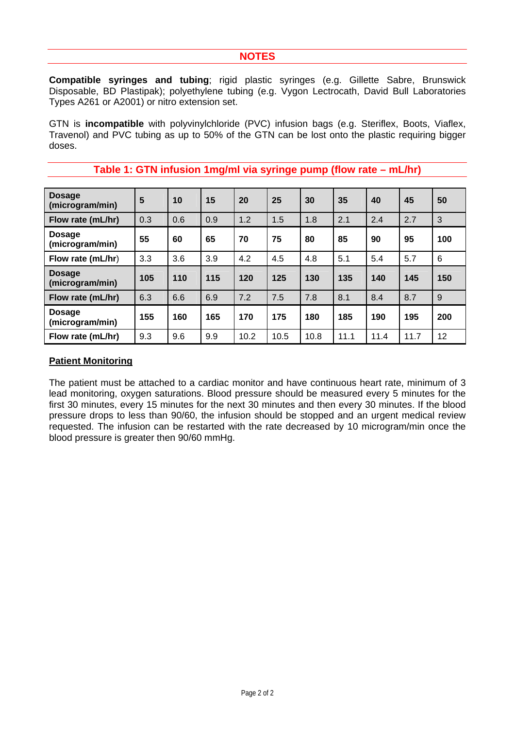## NOTES

**Compatible syringes and tubing**; rigid plastic syringes (e.g. Gillette Sabre, Brunswick Disposable, BD Plastipak); polyethylene tubing (e.g. Vygon Lectrocath, David Bull Laboratories Types A261 or A2001) or nitro extension set.

GTN is **incompatible** with polyvinylchloride (PVC) infusion bags (e.g. Steriflex, Boots, Viaflex, Travenol) and PVC tubing as up to 50% of the GTN can be lost onto the plastic requiring bigger doses.

## Table 1: GTN infusion 1mg/ml via syringe pump (flow rate – mL/hr)

| **Dosage (microgram/min)** | **5** | **10** | **15** | **20** | **25** | **30** | **35** | **40** | **45** | **50** |
|---|---|---|---|---|---|---|---|---|---|---|
| **Flow rate (mL/hr)** | 0.3 | 0.6 | 0.9 | 1.2 | 1.5 | 1.8 | 2.1 | 2.4 | 2.7 | 3 |
| **Dosage (microgram/min)** | **55** | **60** | **65** | **70** | **75** | **80** | **85** | **90** | **95** | **100** |
| **Flow rate (mL/hr)** | 3.3 | 3.6 | 3.9 | 4.2 | 4.5 | 4.8 | 5.1 | 5.4 | 5.7 | 6 |
| **Dosage (microgram/min)** | **105** | **110** | **115** | **120** | **125** | **130** | **135** | **140** | **145** | **150** |
| **Flow rate (mL/hr)** | 6.3 | 6.6 | 6.9 | 7.2 | 7.5 | 7.8 | 8.1 | 8.4 | 8.7 | 9 |
| **Dosage (microgram/min)** | **155** | **160** | **165** | **170** | **175** | **180** | **185** | **190** | **195** | **200** |
| **Flow rate (mL/hr)** | 9.3 | 9.6 | 9.9 | 10.2 | 10.5 | 10.8 | 11.1 | 11.4 | 11.7 | 12 |

### Patient Monitoring

The patient must be attached to a cardiac monitor and have continuous heart rate, minimum of 3 lead monitoring, oxygen saturations. Blood pressure should be measured every 5 minutes for the first 30 minutes, every 15 minutes for the next 30 minutes and then every 30 minutes. If the blood pressure drops to less than 90/60, the infusion should be stopped and an urgent medical review requested. The infusion can be restarted with the rate decreased by 10 microgram/min once the blood pressure is greater then 90/60 mmHg.